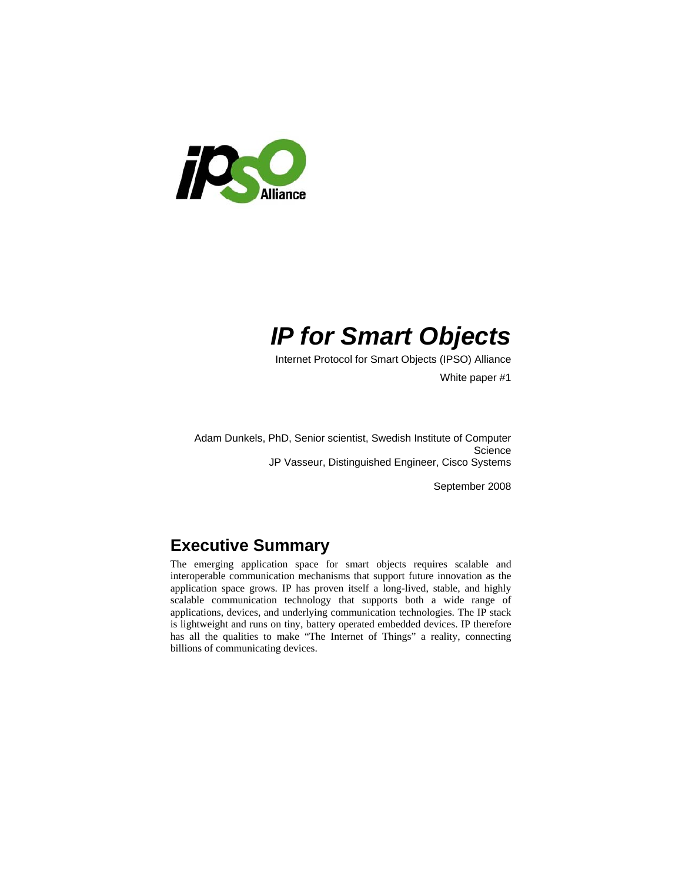# IP for Smart Objects

Internet Protocol for Smart Objects (IPSO) Alliance

White paper #1

Adam Dunkels, PhD, Senior scientist, Swedish Institute of Computer Science

JP Vasseur, Distinguished Engineer, Cisco Systems

September 2008

## Executive Summary

The emerging application space for smart objects requires scalable and interoperable communication mechanisms that support future innovation as the application space grows. IP has proven itself a long-lived, stable, and highly scalable communication technology that supports both a wide range of applications, devices, and underlying communication technologies. The IP stack is lightweight and runs on tiny, battery operated embedded devices. IP therefore has all the qualities to make "The Internet of Things" a reality, connecting billions of communicating devices.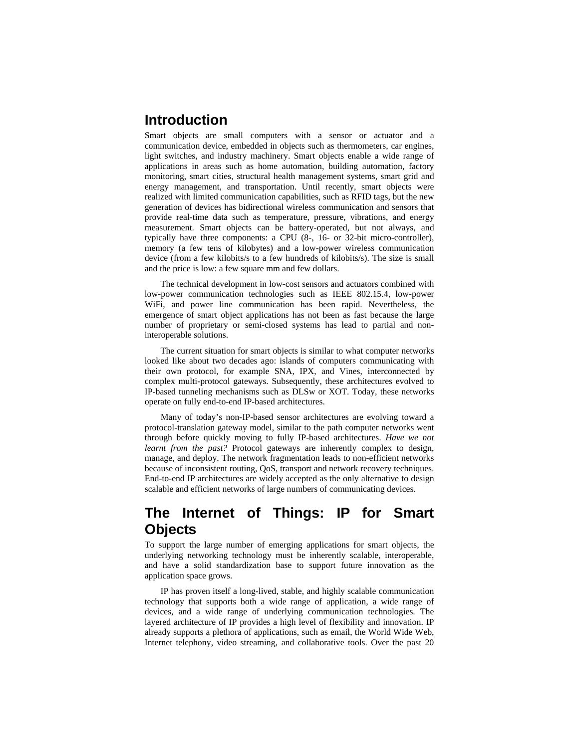## Introduction

Smart objects are small computers with a sensor or actuator and a communication device, embedded in objects such as thermometers, car engines, light switches, and industry machinery. Smart objects enable a wide range of applications in areas such as home automation, building automation, factory monitoring, smart cities, structural health management systems, smart grid and energy management, and transportation. Until recently, smart objects were realized with limited communication capabilities, such as RFID tags, but the new generation of devices has bidirectional wireless communication and sensors that provide real-time data such as temperature, pressure, vibrations, and energy measurement. Smart objects can be battery-operated, but not always, and typically have three components: a CPU (8-, 16- or 32-bit micro-controller), memory (a few tens of kilobytes) and a low-power wireless communication device (from a few kilobits/s to a few hundreds of kilobits/s). The size is small and the price is low: a few square mm and few dollars.

The technical development in low-cost sensors and actuators combined with low-power communication technologies such as IEEE 802.15.4, low-power WiFi, and power line communication has been rapid. Nevertheless, the emergence of smart object applications has not been as fast because the large number of proprietary or semi-closed systems has lead to partial and non-interoperable solutions.

The current situation for smart objects is similar to what computer networks looked like about two decades ago: islands of computers communicating with their own protocol, for example SNA, IPX, and Vines, interconnected by complex multi-protocol gateways. Subsequently, these architectures evolved to IP-based tunneling mechanisms such as DLSw or XOT. Today, these networks operate on fully end-to-end IP-based architectures.

Many of today's non-IP-based sensor architectures are evolving toward a protocol-translation gateway model, similar to the path computer networks went through before quickly moving to fully IP-based architectures. *Have we not learnt from the past?* Protocol gateways are inherently complex to design, manage, and deploy. The network fragmentation leads to non-efficient networks because of inconsistent routing, QoS, transport and network recovery techniques. End-to-end IP architectures are widely accepted as the only alternative to design scalable and efficient networks of large numbers of communicating devices.

## The Internet of Things: IP for Smart Objects

To support the large number of emerging applications for smart objects, the underlying networking technology must be inherently scalable, interoperable, and have a solid standardization base to support future innovation as the application space grows.

IP has proven itself a long-lived, stable, and highly scalable communication technology that supports both a wide range of application, a wide range of devices, and a wide range of underlying communication technologies. The layered architecture of IP provides a high level of flexibility and innovation. IP already supports a plethora of applications, such as email, the World Wide Web, Internet telephony, video streaming, and collaborative tools. Over the past 20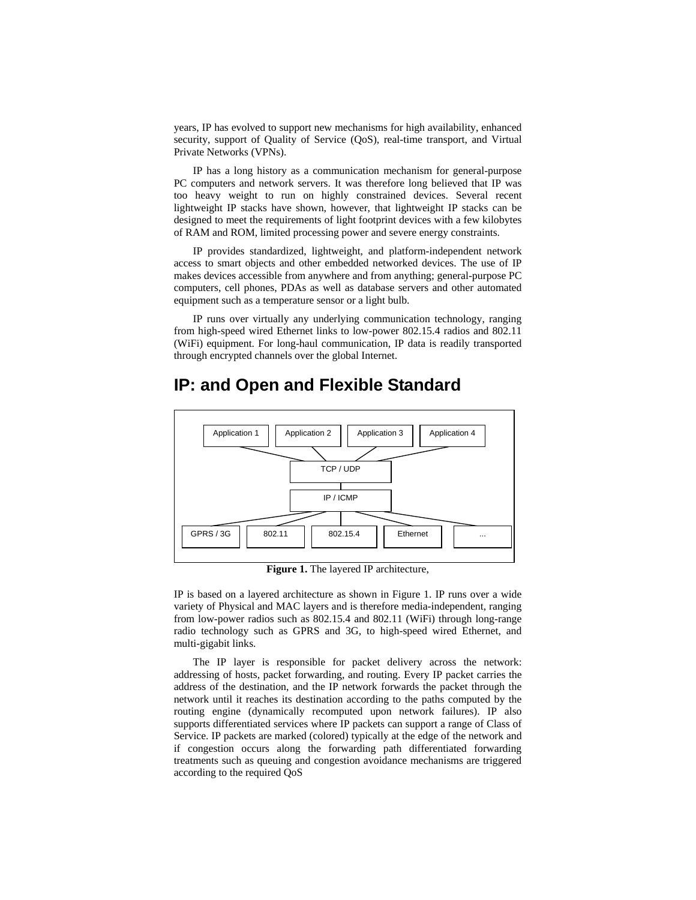years, IP has evolved to support new mechanisms for high availability, enhanced security, support of Quality of Service (QoS), real-time transport, and Virtual Private Networks (VPNs).

IP has a long history as a communication mechanism for general-purpose PC computers and network servers. It was therefore long believed that IP was too heavy weight to run on highly constrained devices. Several recent lightweight IP stacks have shown, however, that lightweight IP stacks can be designed to meet the requirements of light footprint devices with a few kilobytes of RAM and ROM, limited processing power and severe energy constraints.

IP provides standardized, lightweight, and platform-independent network access to smart objects and other embedded networked devices. The use of IP makes devices accessible from anywhere and from anything; general-purpose PC computers, cell phones, PDAs as well as database servers and other automated equipment such as a temperature sensor or a light bulb.

IP runs over virtually any underlying communication technology, ranging from high-speed wired Ethernet links to low-power 802.15.4 radios and 802.11 (WiFi) equipment. For long-haul communication, IP data is readily transported through encrypted channels over the global Internet.

# IP: and Open and Flexible Standard

Application 1 | Application 2 | Application 3 | Application 4

TCP / UDP

IP / ICMP

GPRS / 3G | 802.11 | 802.15.4 | Ethernet | ...

**Figure 1.** The layered IP architecture,

IP is based on a layered architecture as shown in Figure 1. IP runs over a wide variety of Physical and MAC layers and is therefore media-independent, ranging from low-power radios such as 802.15.4 and 802.11 (WiFi) through long-range radio technology such as GPRS and 3G, to high-speed wired Ethernet, and multi-gigabit links.

The IP layer is responsible for packet delivery across the network: addressing of hosts, packet forwarding, and routing. Every IP packet carries the address of the destination, and the IP network forwards the packet through the network until it reaches its destination according to the paths computed by the routing engine (dynamically recomputed upon network failures). IP also supports differentiated services where IP packets can support a range of Class of Service. IP packets are marked (colored) typically at the edge of the network and if congestion occurs along the forwarding path differentiated forwarding treatments such as queuing and congestion avoidance mechanisms are triggered according to the required QoS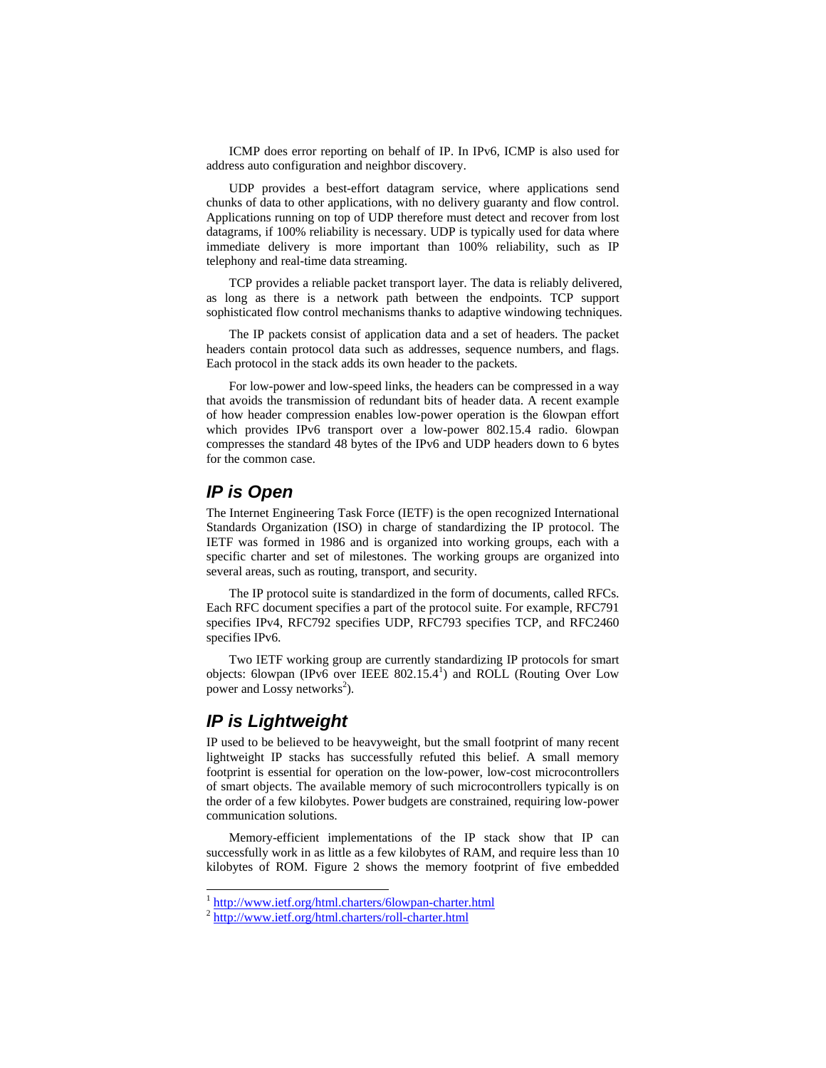ICMP does error reporting on behalf of IP. In IPv6, ICMP is also used for address auto configuration and neighbor discovery.

UDP provides a best-effort datagram service, where applications send chunks of data to other applications, with no delivery guaranty and flow control. Applications running on top of UDP therefore must detect and recover from lost datagrams, if 100% reliability is necessary. UDP is typically used for data where immediate delivery is more important than 100% reliability, such as IP telephony and real-time data streaming.

TCP provides a reliable packet transport layer. The data is reliably delivered, as long as there is a network path between the endpoints. TCP support sophisticated flow control mechanisms thanks to adaptive windowing techniques.

The IP packets consist of application data and a set of headers. The packet headers contain protocol data such as addresses, sequence numbers, and flags. Each protocol in the stack adds its own header to the packets.

For low-power and low-speed links, the headers can be compressed in a way that avoids the transmission of redundant bits of header data. A recent example of how header compression enables low-power operation is the 6lowpan effort which provides IPv6 transport over a low-power 802.15.4 radio. 6lowpan compresses the standard 48 bytes of the IPv6 and UDP headers down to 6 bytes for the common case.

## IP is Open

The Internet Engineering Task Force (IETF) is the open recognized International Standards Organization (ISO) in charge of standardizing the IP protocol. The IETF was formed in 1986 and is organized into working groups, each with a specific charter and set of milestones. The working groups are organized into several areas, such as routing, transport, and security.

The IP protocol suite is standardized in the form of documents, called RFCs. Each RFC document specifies a part of the protocol suite. For example, RFC791 specifies IPv4, RFC792 specifies UDP, RFC793 specifies TCP, and RFC2460 specifies IPv6.

Two IETF working group are currently standardizing IP protocols for smart objects: 6lowpan (IPv6 over IEEE 802.15.4[1]) and ROLL (Routing Over Low power and Lossy networks[2]).

## IP is Lightweight

IP used to be believed to be heavyweight, but the small footprint of many recent lightweight IP stacks has successfully refuted this belief. A small memory footprint is essential for operation on the low-power, low-cost microcontrollers of smart objects. The available memory of such microcontrollers typically is on the order of a few kilobytes. Power budgets are constrained, requiring low-power communication solutions.

Memory-efficient implementations of the IP stack show that IP can successfully work in as little as a few kilobytes of RAM, and require less than 10 kilobytes of ROM. Figure 2 shows the memory footprint of five embedded

---

[1] http://www.ietf.org/html.charters/6lowpan-charter.html

[2] http://www.ietf.org/html.charters/roll-charter.html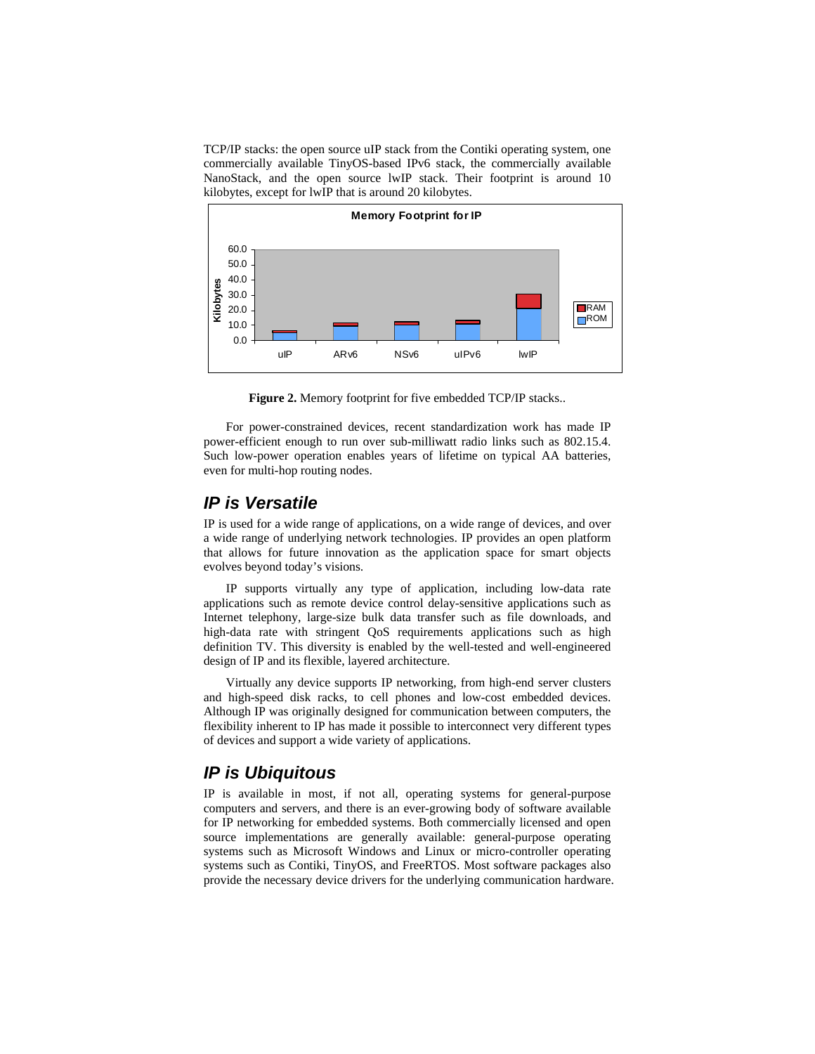TCP/IP stacks: the open source uIP stack from the Contiki operating system, one commercially available TinyOS-based IPv6 stack, the commercially available NanoStack, and the open source lwIP stack. Their footprint is around 10 kilobytes, except for lwIP that is around 20 kilobytes.

**Figure 2.** Memory footprint for five embedded TCP/IP stacks..

For power-constrained devices, recent standardization work has made IP power-efficient enough to run over sub-milliwatt radio links such as 802.15.4. Such low-power operation enables years of lifetime on typical AA batteries, even for multi-hop routing nodes.

## *IP is Versatile*

IP is used for a wide range of applications, on a wide range of devices, and over a wide range of underlying network technologies. IP provides an open platform that allows for future innovation as the application space for smart objects evolves beyond today's visions.

IP supports virtually any type of application, including low-data rate applications such as remote device control delay-sensitive applications such as Internet telephony, large-size bulk data transfer such as file downloads, and high-data rate with stringent QoS requirements applications such as high definition TV. This diversity is enabled by the well-tested and well-engineered design of IP and its flexible, layered architecture.

Virtually any device supports IP networking, from high-end server clusters and high-speed disk racks, to cell phones and low-cost embedded devices. Although IP was originally designed for communication between computers, the flexibility inherent to IP has made it possible to interconnect very different types of devices and support a wide variety of applications.

## *IP is Ubiquitous*

IP is available in most, if not all, operating systems for general-purpose computers and servers, and there is an ever-growing body of software available for IP networking for embedded systems. Both commercially licensed and open source implementations are generally available: general-purpose operating systems such as Microsoft Windows and Linux or micro-controller operating systems such as Contiki, TinyOS, and FreeRTOS. Most software packages also provide the necessary device drivers for the underlying communication hardware.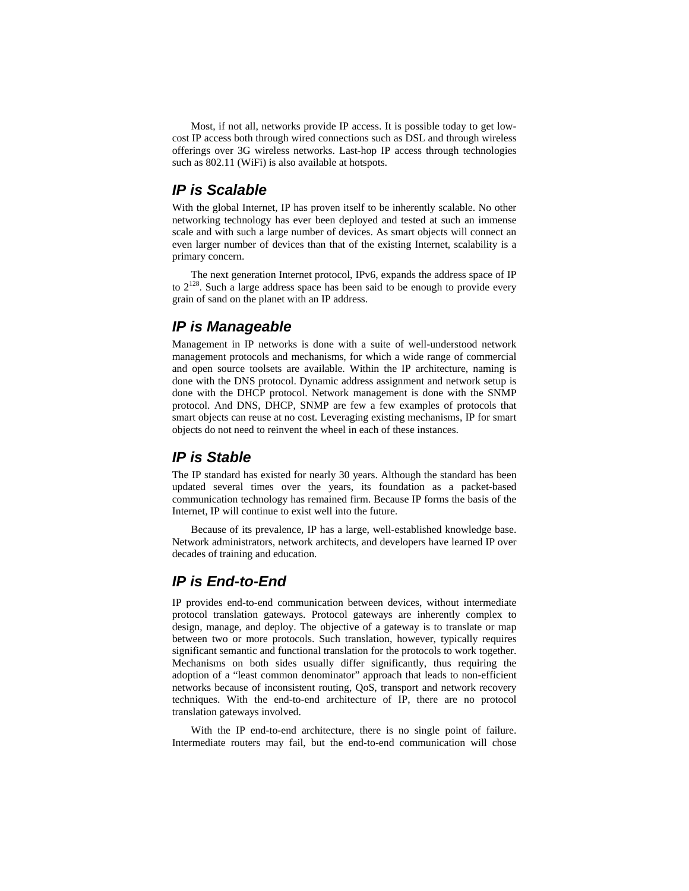Most, if not all, networks provide IP access. It is possible today to get low-cost IP access both through wired connections such as DSL and through wireless offerings over 3G wireless networks. Last-hop IP access through technologies such as 802.11 (WiFi) is also available at hotspots.

## IP is Scalable

With the global Internet, IP has proven itself to be inherently scalable. No other networking technology has ever been deployed and tested at such an immense scale and with such a large number of devices. As smart objects will connect an even larger number of devices than that of the existing Internet, scalability is a primary concern.

The next generation Internet protocol, IPv6, expands the address space of IP to $2^{128}$. Such a large address space has been said to be enough to provide every grain of sand on the planet with an IP address.

## IP is Manageable

Management in IP networks is done with a suite of well-understood network management protocols and mechanisms, for which a wide range of commercial and open source toolsets are available. Within the IP architecture, naming is done with the DNS protocol. Dynamic address assignment and network setup is done with the DHCP protocol. Network management is done with the SNMP protocol. And DNS, DHCP, SNMP are few a few examples of protocols that smart objects can reuse at no cost. Leveraging existing mechanisms, IP for smart objects do not need to reinvent the wheel in each of these instances.

## IP is Stable

The IP standard has existed for nearly 30 years. Although the standard has been updated several times over the years, its foundation as a packet-based communication technology has remained firm. Because IP forms the basis of the Internet, IP will continue to exist well into the future.

Because of its prevalence, IP has a large, well-established knowledge base. Network administrators, network architects, and developers have learned IP over decades of training and education.

## IP is End-to-End

IP provides end-to-end communication between devices, without intermediate protocol translation gateways. Protocol gateways are inherently complex to design, manage, and deploy. The objective of a gateway is to translate or map between two or more protocols. Such translation, however, typically requires significant semantic and functional translation for the protocols to work together. Mechanisms on both sides usually differ significantly, thus requiring the adoption of a "least common denominator" approach that leads to non-efficient networks because of inconsistent routing, QoS, transport and network recovery techniques. With the end-to-end architecture of IP, there are no protocol translation gateways involved.

With the IP end-to-end architecture, there is no single point of failure. Intermediate routers may fail, but the end-to-end communication will chose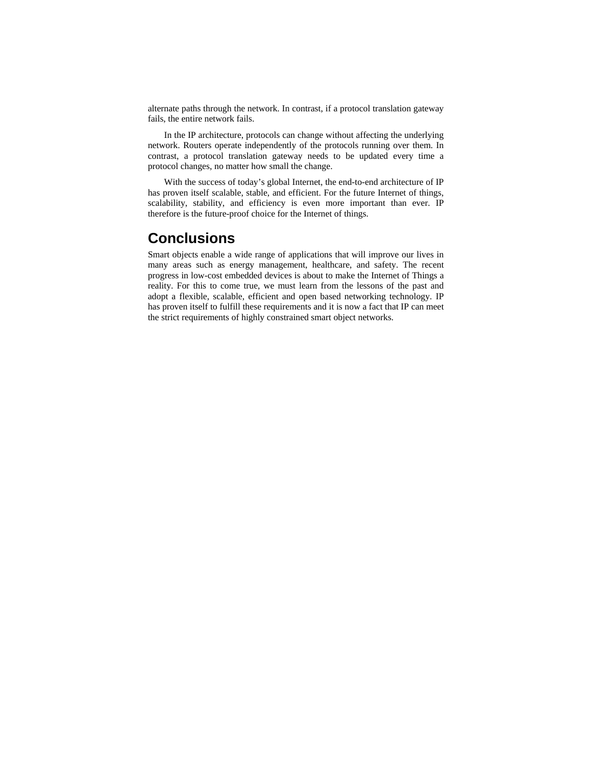alternate paths through the network. In contrast, if a protocol translation gateway fails, the entire network fails.

In the IP architecture, protocols can change without affecting the underlying network. Routers operate independently of the protocols running over them. In contrast, a protocol translation gateway needs to be updated every time a protocol changes, no matter how small the change.

With the success of today's global Internet, the end-to-end architecture of IP has proven itself scalable, stable, and efficient. For the future Internet of things, scalability, stability, and efficiency is even more important than ever. IP therefore is the future-proof choice for the Internet of things.

## Conclusions

Smart objects enable a wide range of applications that will improve our lives in many areas such as energy management, healthcare, and safety. The recent progress in low-cost embedded devices is about to make the Internet of Things a reality. For this to come true, we must learn from the lessons of the past and adopt a flexible, scalable, efficient and open based networking technology. IP has proven itself to fulfill these requirements and it is now a fact that IP can meet the strict requirements of highly constrained smart object networks.